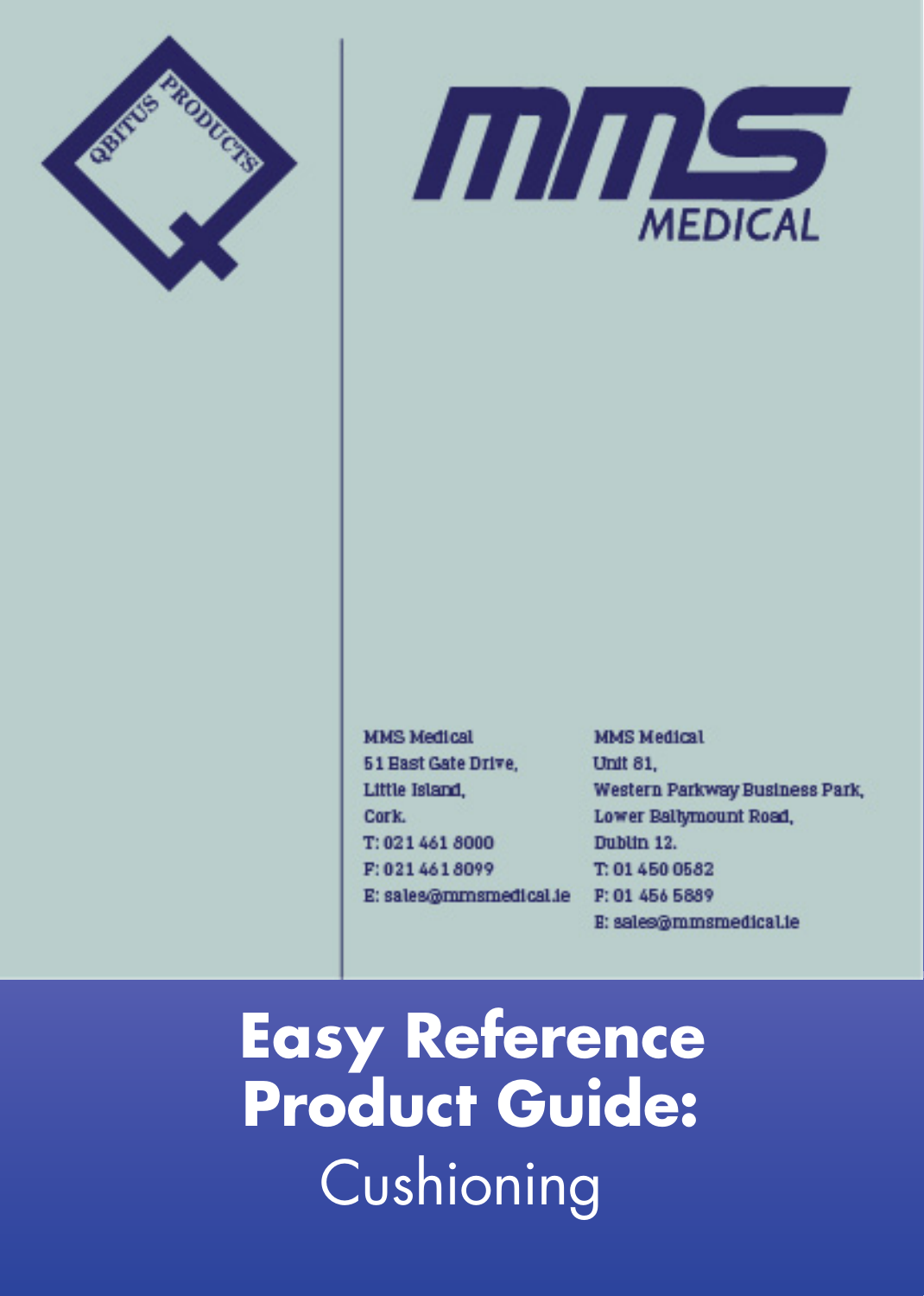QBITUS PRODUCTS

MMS MEDICAL

MMS Medical
51 East Gate Drive,
Little Island,
Cork.
T: 021 461 8000
F: 021 461 8099
E: sales@mmsmedical.ie

MMS Medical
Unit 81,
Western Parkway Business Park,
Lower Ballymount Road,
Dublin 12.
T: 01 450 0582
F: 01 456 5889
E: sales@mmsmedical.ie

# Easy Reference Product Guide:

Cushioning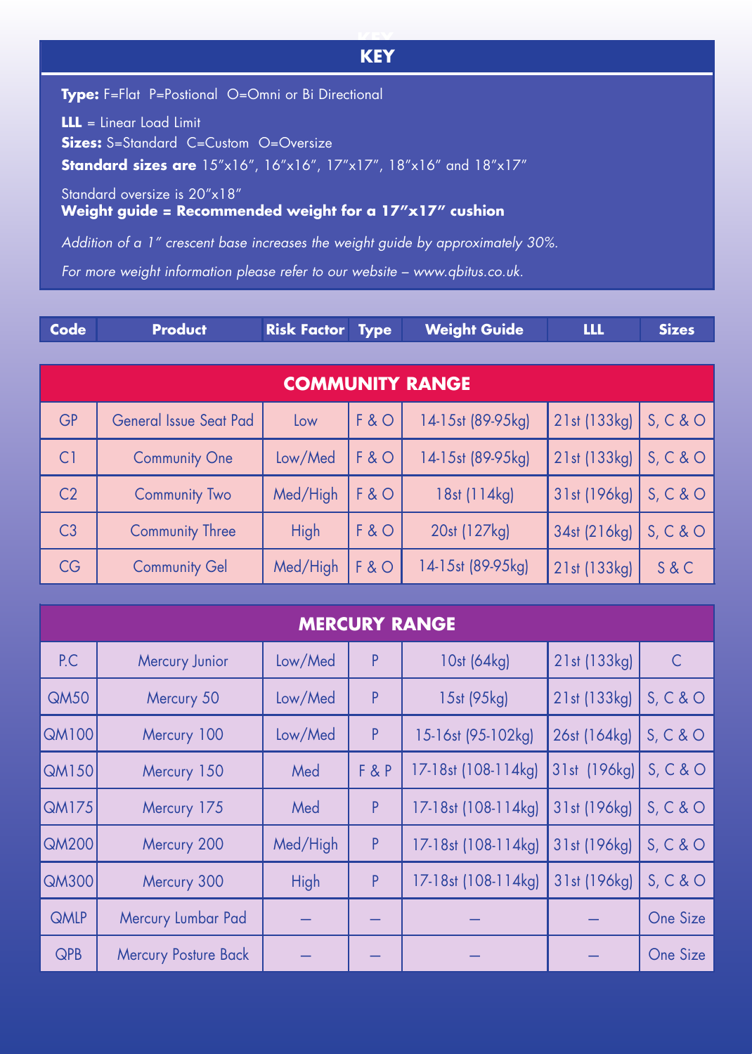## KEY

**Type:** F=Flat P=Postional O=Omni or Bi Directional

**LLL** = Linear Load Limit

**Sizes:** S=Standard C=Custom O=Oversize

**Standard sizes are** 15″x16″, 16″x16″, 17″x17″, 18″x16″ and 18″x17″

Standard oversize is 20″x18″

**Weight guide = Recommended weight for a 17″x17″ cushion**

*Addition of a 1″ crescent base increases the weight guide by approximately 30%.*

*For more weight information please refer to our website – www.qbitus.co.uk.*

| Code | Product | Risk Factor | Type | Weight Guide | LLL | Sizes |
|---|---|---|---|---|---|---|
| **COMMUNITY RANGE** | | | | | | |
| GP | General Issue Seat Pad | Low | F & O | 14-15st (89-95kg) | 21st (133kg) | S, C & O |
| C1 | Community One | Low/Med | F & O | 14-15st (89-95kg) | 21st (133kg) | S, C & O |
| C2 | Community Two | Med/High | F & O | 18st (114kg) | 31st (196kg) | S, C & O |
| C3 | Community Three | High | F & O | 20st (127kg) | 34st (216kg) | S, C & O |
| CG | Community Gel | Med/High | F & O | 14-15st (89-95kg) | 21st (133kg) | S & C |
| **MERCURY RANGE** | | | | | | |
| P.C | Mercury Junior | Low/Med | P | 10st (64kg) | 21st (133kg) | C |
| QM50 | Mercury 50 | Low/Med | P | 15st (95kg) | 21st (133kg) | S, C & O |
| QM100 | Mercury 100 | Low/Med | P | 15-16st (95-102kg) | 26st (164kg) | S, C & O |
| QM150 | Mercury 150 | Med | F & P | 17-18st (108-114kg) | 31st (196kg) | S, C & O |
| QM175 | Mercury 175 | Med | P | 17-18st (108-114kg) | 31st (196kg) | S, C & O |
| QM200 | Mercury 200 | Med/High | P | 17-18st (108-114kg) | 31st (196kg) | S, C & O |
| QM300 | Mercury 300 | High | P | 17-18st (108-114kg) | 31st (196kg) | S, C & O |
| QMLP | Mercury Lumbar Pad | – | – | – | – | One Size |
| QPB | Mercury Posture Back | – | – | – | – | One Size |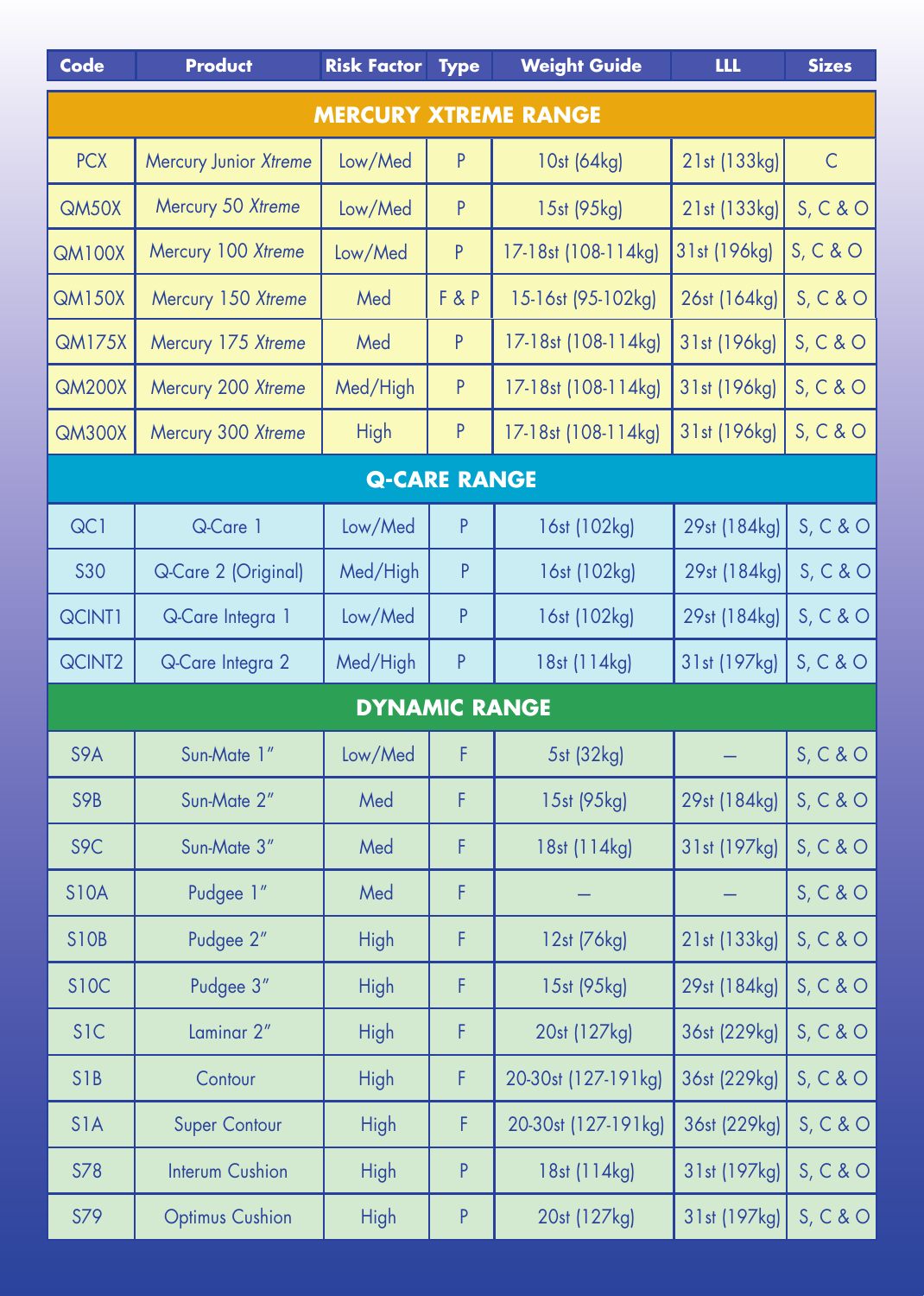| Code | Product | Risk Factor | Type | Weight Guide | LLL | Sizes |
|---|---|---|---|---|---|---|
| **MERCURY XTREME RANGE** | | | | | | |
| PCX | Mercury Junior *Xtreme* | Low/Med | P | 10st (64kg) | 21st (133kg) | C |
| QM50X | Mercury 50 *Xtreme* | Low/Med | P | 15st (95kg) | 21st (133kg) | S, C & O |
| QM100X | Mercury 100 *Xtreme* | Low/Med | P | 17-18st (108-114kg) | 31st (196kg) | S, C & O |
| QM150X | Mercury 150 *Xtreme* | Med | F & P | 15-16st (95-102kg) | 26st (164kg) | S, C & O |
| QM175X | Mercury 175 *Xtreme* | Med | P | 17-18st (108-114kg) | 31st (196kg) | S, C & O |
| QM200X | Mercury 200 *Xtreme* | Med/High | P | 17-18st (108-114kg) | 31st (196kg) | S, C & O |
| QM300X | Mercury 300 *Xtreme* | High | P | 17-18st (108-114kg) | 31st (196kg) | S, C & O |
| **Q-CARE RANGE** | | | | | | |
| QC1 | Q-Care 1 | Low/Med | P | 16st (102kg) | 29st (184kg) | S, C & O |
| S30 | Q-Care 2 (Original) | Med/High | P | 16st (102kg) | 29st (184kg) | S, C & O |
| QCINT1 | Q-Care Integra 1 | Low/Med | P | 16st (102kg) | 29st (184kg) | S, C & O |
| QCINT2 | Q-Care Integra 2 | Med/High | P | 18st (114kg) | 31st (197kg) | S, C & O |
| **DYNAMIC RANGE** | | | | | | |
| S9A | Sun-Mate 1" | Low/Med | F | 5st (32kg) | – | S, C & O |
| S9B | Sun-Mate 2" | Med | F | 15st (95kg) | 29st (184kg) | S, C & O |
| S9C | Sun-Mate 3" | Med | F | 18st (114kg) | 31st (197kg) | S, C & O |
| S10A | Pudgee 1" | Med | F | – | – | S, C & O |
| S10B | Pudgee 2" | High | F | 12st (76kg) | 21st (133kg) | S, C & O |
| S10C | Pudgee 3" | High | F | 15st (95kg) | 29st (184kg) | S, C & O |
| S1C | Laminar 2" | High | F | 20st (127kg) | 36st (229kg) | S, C & O |
| S1B | Contour | High | F | 20-30st (127-191kg) | 36st (229kg) | S, C & O |
| S1A | Super Contour | High | F | 20-30st (127-191kg) | 36st (229kg) | S, C & O |
| S78 | Interum Cushion | High | P | 18st (114kg) | 31st (197kg) | S, C & O |
| S79 | Optimus Cushion | High | P | 20st (127kg) | 31st (197kg) | S, C & O |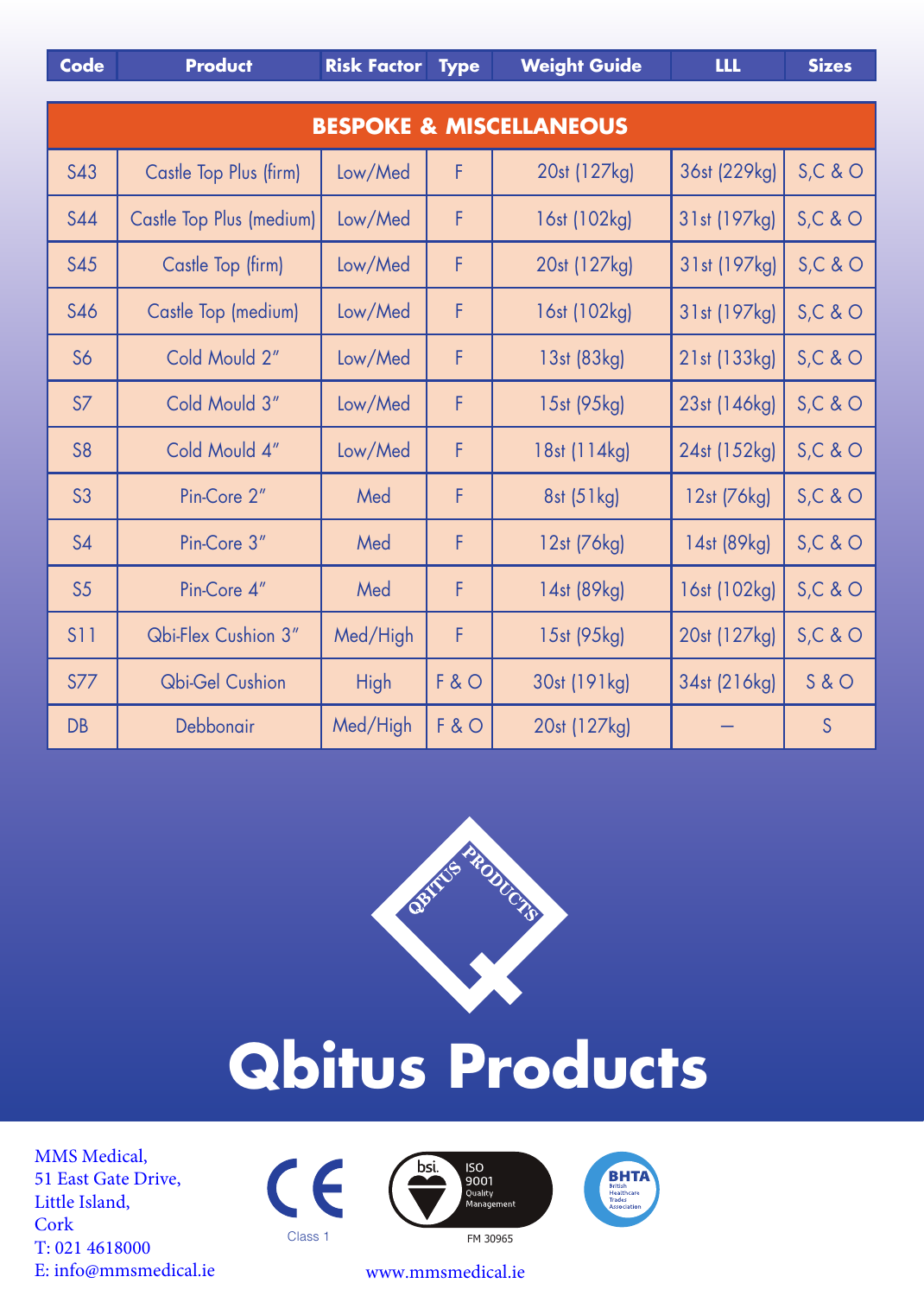| Code | Product | Risk Factor | Type | Weight Guide | LLL | Sizes |
|---|---|---|---|---|---|---|
| **BESPOKE & MISCELLANEOUS** | | | | | | |
| S43 | Castle Top Plus (firm) | Low/Med | F | 20st (127kg) | 36st (229kg) | S,C & O |
| S44 | Castle Top Plus (medium) | Low/Med | F | 16st (102kg) | 31st (197kg) | S,C & O |
| S45 | Castle Top (firm) | Low/Med | F | 20st (127kg) | 31st (197kg) | S,C & O |
| S46 | Castle Top (medium) | Low/Med | F | 16st (102kg) | 31st (197kg) | S,C & O |
| S6 | Cold Mould 2" | Low/Med | F | 13st (83kg) | 21st (133kg) | S,C & O |
| S7 | Cold Mould 3" | Low/Med | F | 15st (95kg) | 23st (146kg) | S,C & O |
| S8 | Cold Mould 4" | Low/Med | F | 18st (114kg) | 24st (152kg) | S,C & O |
| S3 | Pin-Core 2" | Med | F | 8st (51kg) | 12st (76kg) | S,C & O |
| S4 | Pin-Core 3" | Med | F | 12st (76kg) | 14st (89kg) | S,C & O |
| S5 | Pin-Core 4" | Med | F | 14st (89kg) | 16st (102kg) | S,C & O |
| S11 | Qbi-Flex Cushion 3" | Med/High | F | 15st (95kg) | 20st (127kg) | S,C & O |
| S77 | Qbi-Gel Cushion | High | F & O | 30st (191kg) | 34st (216kg) | S & O |
| DB | Debbonair | Med/High | F & O | 20st (127kg) | – | S |

QBITUS PRODUCTS

# Qbitus Products

MMS Medical,
51 East Gate Drive,
Little Island,
Cork
T: 021 4618000
E: info@mmsmedical.ie

CE Class 1

bsi. ISO 9001 Quality Management FM 30965

BHTA British Healthcare Trades Association

www.mmsmedical.ie